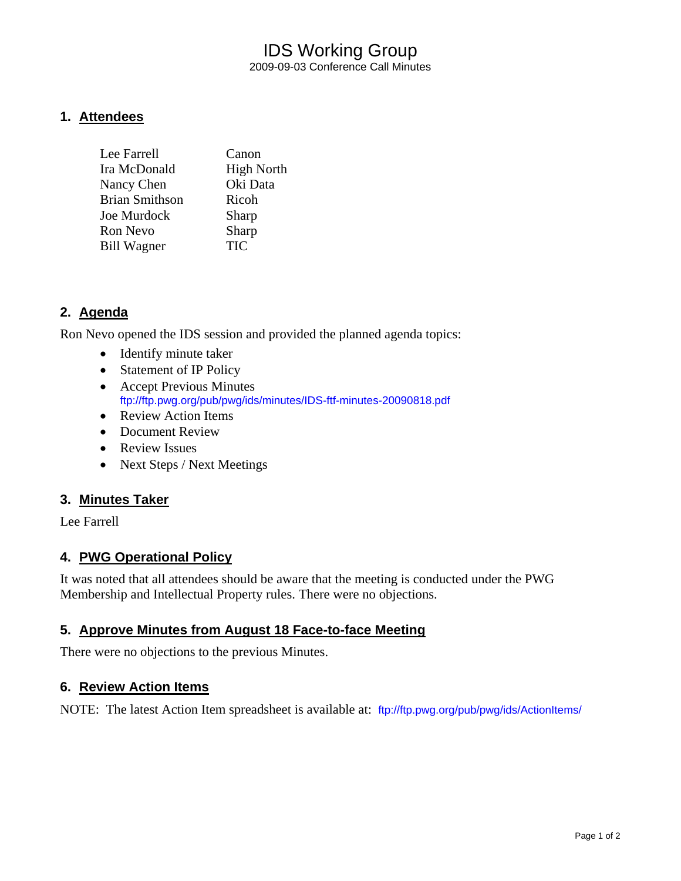# IDS Working Group

2009-09-03 Conference Call Minutes

## 1. Attendees

| | |
|---|---|
| Lee Farrell | Canon |
| Ira McDonald | High North |
| Nancy Chen | Oki Data |
| Brian Smithson | Ricoh |
| Joe Murdock | Sharp |
| Ron Nevo | Sharp |
| Bill Wagner | TIC |

## 2. Agenda

Ron Nevo opened the IDS session and provided the planned agenda topics:

- Identify minute taker
- Statement of IP Policy
- Accept Previous Minutes
  ftp://ftp.pwg.org/pub/pwg/ids/minutes/IDS-ftf-minutes-20090818.pdf
- Review Action Items
- Document Review
- Review Issues
- Next Steps / Next Meetings

## 3. Minutes Taker

Lee Farrell

## 4. PWG Operational Policy

It was noted that all attendees should be aware that the meeting is conducted under the PWG Membership and Intellectual Property rules. There were no objections.

## 5. Approve Minutes from August 18 Face-to-face Meeting

There were no objections to the previous Minutes.

## 6. Review Action Items

NOTE: The latest Action Item spreadsheet is available at: ftp://ftp.pwg.org/pub/pwg/ids/ActionItems/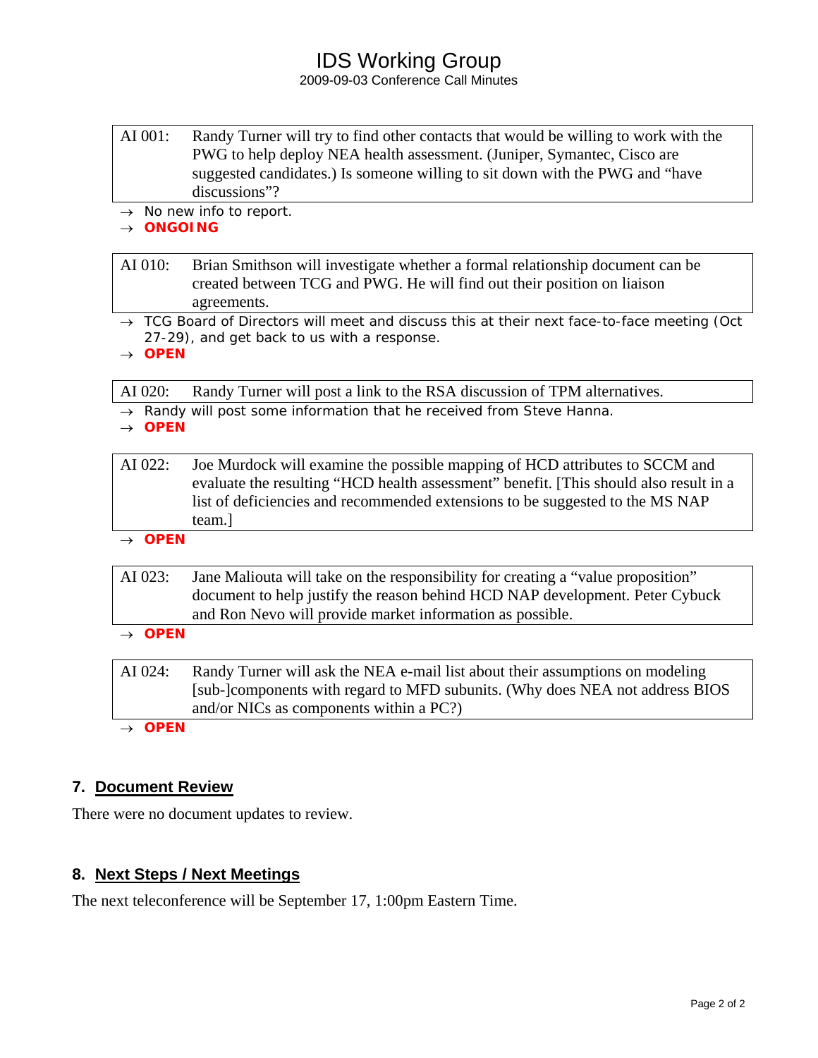| | |
|---|---|
| AI 001: | Randy Turner will try to find other contacts that would be willing to work with the PWG to help deploy NEA health assessment. (Juniper, Symantec, Cisco are suggested candidates.) Is someone willing to sit down with the PWG and "have discussions"? |

- → No new info to report.
- → **ONGOING**

| | |
|---|---|
| AI 010: | Brian Smithson will investigate whether a formal relationship document can be created between TCG and PWG. He will find out their position on liaison agreements. |

- → TCG Board of Directors will meet and discuss this at their next face-to-face meeting (Oct 27-29), and get back to us with a response.
- → **OPEN**

| | |
|---|---|
| AI 020: | Randy Turner will post a link to the RSA discussion of TPM alternatives. |

- → Randy will post some information that he received from Steve Hanna.
- → **OPEN**

| | |
|---|---|
| AI 022: | Joe Murdock will examine the possible mapping of HCD attributes to SCCM and evaluate the resulting "HCD health assessment" benefit. [This should also result in a list of deficiencies and recommended extensions to be suggested to the MS NAP team.] |

- → **OPEN**

| | |
|---|---|
| AI 023: | Jane Maliouta will take on the responsibility for creating a "value proposition" document to help justify the reason behind HCD NAP development. Peter Cybuck and Ron Nevo will provide market information as possible. |

- → **OPEN**

| | |
|---|---|
| AI 024: | Randy Turner will ask the NEA e-mail list about their assumptions on modeling [sub-]components with regard to MFD subunits. (Why does NEA not address BIOS and/or NICs as components within a PC?) |

- → **OPEN**

## 7. Document Review

There were no document updates to review.

## 8. Next Steps / Next Meetings

The next teleconference will be September 17, 1:00pm Eastern Time.